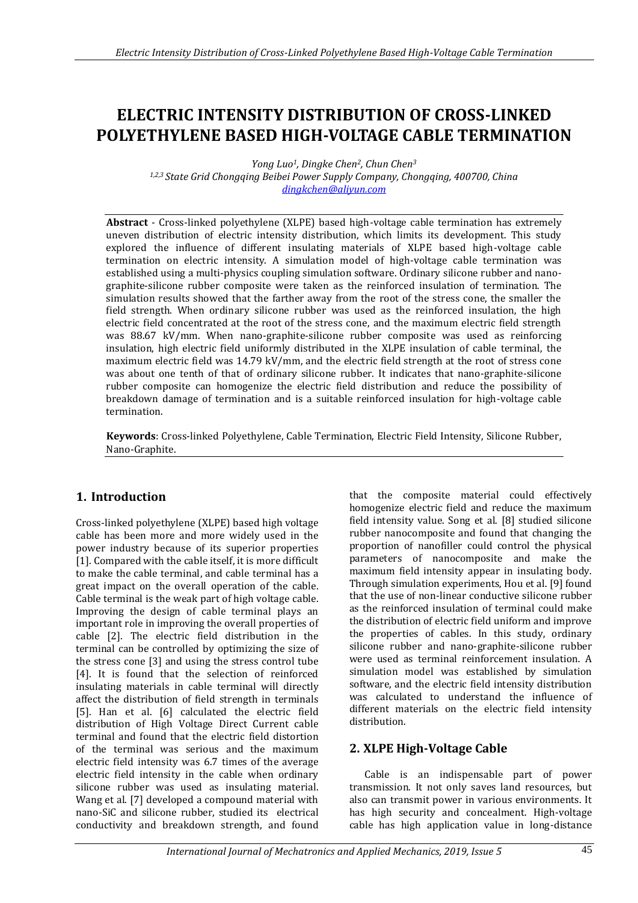# ELECTRIC INTENSITY DISTRIBUTION OF CROSS-LINKED POLYETHYLENE BASED HIGH-VOLTAGE CABLE TERMINATION

*Yong Luo[1], Dingke Chen[2], Chun Chen[3]*
*[1,2,3] State Grid Chongqing Beibei Power Supply Company, Chongqing, 400700, China*
*dingkchen@aliyun.com*

**Abstract** - Cross-linked polyethylene (XLPE) based high-voltage cable termination has extremely uneven distribution of electric intensity distribution, which limits its development. This study explored the influence of different insulating materials of XLPE based high-voltage cable termination on electric intensity. A simulation model of high-voltage cable termination was established using a multi-physics coupling simulation software. Ordinary silicone rubber and nano-graphite-silicone rubber composite were taken as the reinforced insulation of termination. The simulation results showed that the farther away from the root of the stress cone, the smaller the field strength. When ordinary silicone rubber was used as the reinforced insulation, the high electric field concentrated at the root of the stress cone, and the maximum electric field strength was 88.67 kV/mm. When nano-graphite-silicone rubber composite was used as reinforcing insulation, high electric field uniformly distributed in the XLPE insulation of cable terminal, the maximum electric field was 14.79 kV/mm, and the electric field strength at the root of stress cone was about one tenth of that of ordinary silicone rubber. It indicates that nano-graphite-silicone rubber composite can homogenize the electric field distribution and reduce the possibility of breakdown damage of termination and is a suitable reinforced insulation for high-voltage cable termination.

**Keywords**: Cross-linked Polyethylene, Cable Termination, Electric Field Intensity, Silicone Rubber, Nano-Graphite.

## 1. Introduction

Cross-linked polyethylene (XLPE) based high voltage cable has been more and more widely used in the power industry because of its superior properties [1]. Compared with the cable itself, it is more difficult to make the cable terminal, and cable terminal has a great impact on the overall operation of the cable. Cable terminal is the weak part of high voltage cable. Improving the design of cable terminal plays an important role in improving the overall properties of cable [2]. The electric field distribution in the terminal can be controlled by optimizing the size of the stress cone [3] and using the stress control tube [4]. It is found that the selection of reinforced insulating materials in cable terminal will directly affect the distribution of field strength in terminals [5]. Han et al. [6] calculated the electric field distribution of High Voltage Direct Current cable terminal and found that the electric field distortion of the terminal was serious and the maximum electric field intensity was 6.7 times of the average electric field intensity in the cable when ordinary silicone rubber was used as insulating material. Wang et al. [7] developed a compound material with nano-SiC and silicone rubber, studied its electrical conductivity and breakdown strength, and found that the composite material could effectively homogenize electric field and reduce the maximum field intensity value. Song et al. [8] studied silicone rubber nanocomposite and found that changing the proportion of nanofiller could control the physical parameters of nanocomposite and make the maximum field intensity appear in insulating body. Through simulation experiments, Hou et al. [9] found that the use of non-linear conductive silicone rubber as the reinforced insulation of terminal could make the distribution of electric field uniform and improve the properties of cables. In this study, ordinary silicone rubber and nano-graphite-silicone rubber were used as terminal reinforcement insulation. A simulation model was established by simulation software, and the electric field intensity distribution was calculated to understand the influence of different materials on the electric field intensity distribution.

## 2. XLPE High-Voltage Cable

Cable is an indispensable part of power transmission. It not only saves land resources, but also can transmit power in various environments. It has high security and concealment. High-voltage cable has high application value in long-distance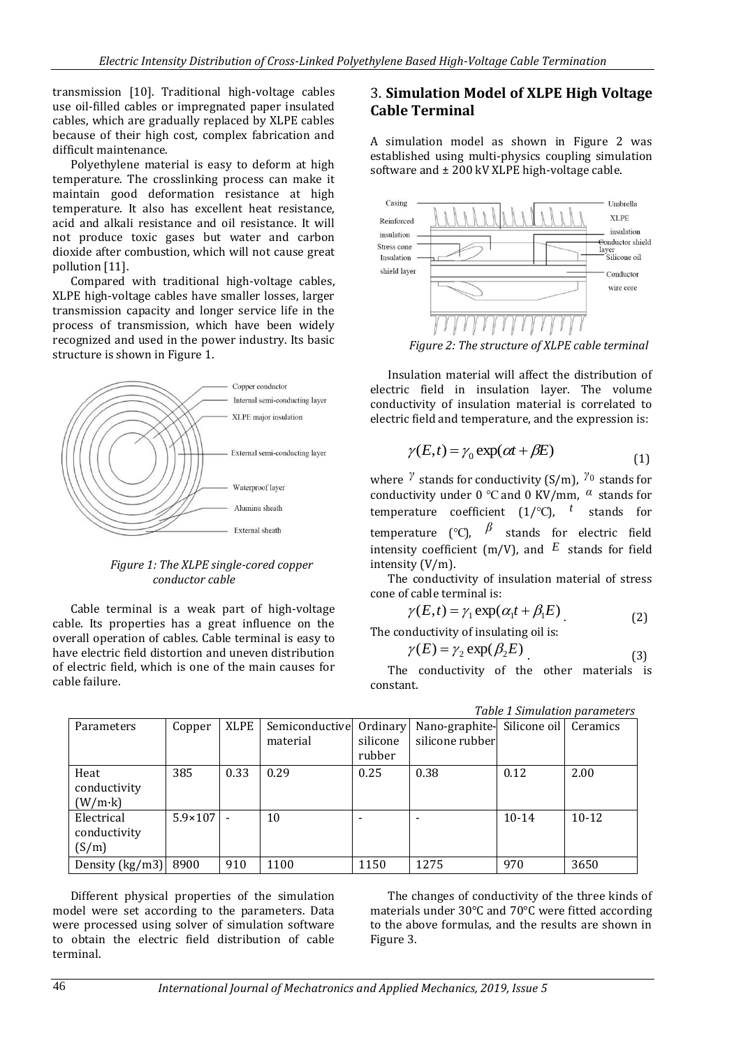transmission [10]. Traditional high-voltage cables use oil-filled cables or impregnated paper insulated cables, which are gradually replaced by XLPE cables because of their high cost, complex fabrication and difficult maintenance.

Polyethylene material is easy to deform at high temperature. The crosslinking process can make it maintain good deformation resistance at high temperature. It also has excellent heat resistance, acid and alkali resistance and oil resistance. It will not produce toxic gases but water and carbon dioxide after combustion, which will not cause great pollution [11].

Compared with traditional high-voltage cables, XLPE high-voltage cables have smaller losses, larger transmission capacity and longer service life in the process of transmission, which have been widely recognized and used in the power industry. Its basic structure is shown in Figure 1.

Copper conductor
Internal semi-conducting layer
XLPE major insulation
External semi-conducting layer
Waterproof layer
Aluminu sheath
External sheath

*Figure 1: The XLPE single-cored copper conductor cable*

Cable terminal is a weak part of high-voltage cable. Its properties has a great influence on the overall operation of cables. Cable terminal is easy to have electric field distortion and uneven distribution of electric field, which is one of the main causes for cable failure.

## 3. Simulation Model of XLPE High Voltage Cable Terminal

A simulation model as shown in Figure 2 was established using multi-physics coupling simulation software and ± 200 kV XLPE high-voltage cable.

Casing
Reinforced insulation
Stress cone
Insulation shield layer
Umbrella
XLPE insulation
Conductor shield layer
Silicone oil
Conductor wire core

*Figure 2: The structure of XLPE cable terminal*

Insulation material will affect the distribution of electric field in insulation layer. The volume conductivity of insulation material is correlated to electric field and temperature, and the expression is:

$$\gamma(E,t) = \gamma_0 \exp(\alpha t + \beta E) \tag{1}$$

where $\gamma$ stands for conductivity (S/m), $\gamma_0$ stands for conductivity under 0 °C and 0 KV/mm, $\alpha$ stands for temperature coefficient (1/°C), $t$ stands for temperature (°C), $\beta$ stands for electric field intensity coefficient (m/V), and $E$ stands for field intensity (V/m).

The conductivity of insulation material of stress cone of cable terminal is:

$$\gamma(E,t) = \gamma_1 \exp(\alpha_1 t + \beta_1 E) \tag{2}$$

The conductivity of insulating oil is:

$$\gamma(E) = \gamma_2 \exp(\beta_2 E) \tag{3}$$

The conductivity of the other materials is constant.

*Table 1 Simulation parameters*

| Parameters | Copper | XLPE | Semiconductive material | Ordinary silicone rubber | Nano-graphite-silicone rubber | Silicone oil | Ceramics |
|---|---|---|---|---|---|---|---|
| Heat conductivity (W/m·k) | 385 | 0.33 | 0.29 | 0.25 | 0.38 | 0.12 | 2.00 |
| Electrical conductivity (S/m) | 5.9×107 | - | 10 | - | - | 10-14 | 10-12 |
| Density (kg/m3) | 8900 | 910 | 1100 | 1150 | 1275 | 970 | 3650 |

Different physical properties of the simulation model were set according to the parameters. Data were processed using solver of simulation software to obtain the electric field distribution of cable terminal.

The changes of conductivity of the three kinds of materials under 30°C and 70°C were fitted according to the above formulas, and the results are shown in Figure 3.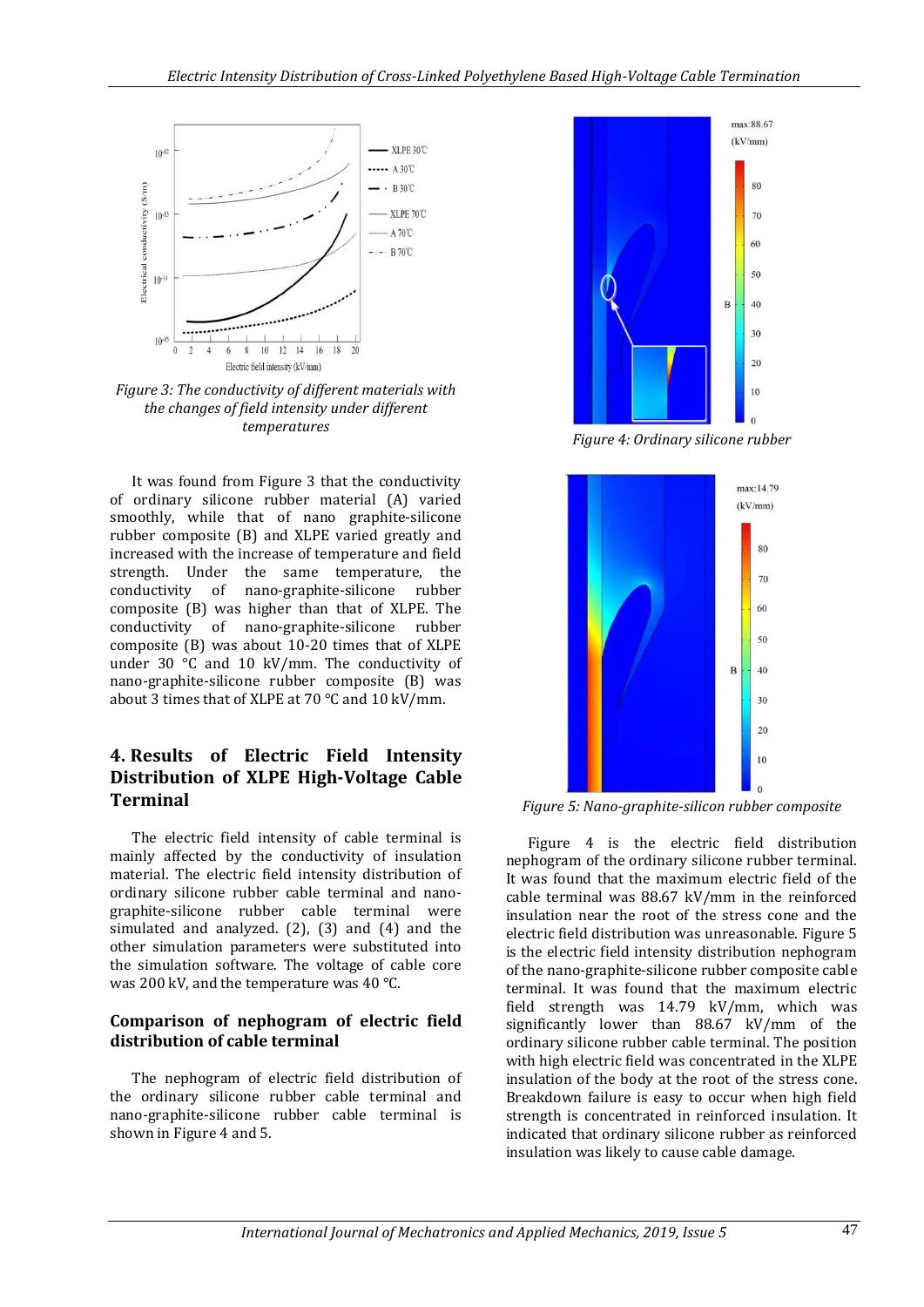Figure 3: The conductivity of different materials with the changes of field intensity under different temperatures

It was found from Figure 3 that the conductivity of ordinary silicone rubber material (A) varied smoothly, while that of nano graphite-silicone rubber composite (B) and XLPE varied greatly and increased with the increase of temperature and field strength. Under the same temperature, the conductivity of nano-graphite-silicone rubber composite (B) was higher than that of XLPE. The conductivity of nano-graphite-silicone rubber composite (B) was about 10-20 times that of XLPE under 30 °C and 10 kV/mm. The conductivity of nano-graphite-silicone rubber composite (B) was about 3 times that of XLPE at 70 °C and 10 kV/mm.

## 4. Results of Electric Field Intensity Distribution of XLPE High-Voltage Cable Terminal

The electric field intensity of cable terminal is mainly affected by the conductivity of insulation material. The electric field intensity distribution of ordinary silicone rubber cable terminal and nano-graphite-silicone rubber cable terminal were simulated and analyzed. (2), (3) and (4) and the other simulation parameters were substituted into the simulation software. The voltage of cable core was 200 kV, and the temperature was 40 °C.

### Comparison of nephogram of electric field distribution of cable terminal

The nephogram of electric field distribution of the ordinary silicone rubber cable terminal and nano-graphite-silicone rubber cable terminal is shown in Figure 4 and 5.

Figure 4: Ordinary silicone rubber

Figure 5: Nano-graphite-silicon rubber composite

Figure 4 is the electric field distribution nephogram of the ordinary silicone rubber terminal. It was found that the maximum electric field of the cable terminal was 88.67 kV/mm in the reinforced insulation near the root of the stress cone and the electric field distribution was unreasonable. Figure 5 is the electric field intensity distribution nephogram of the nano-graphite-silicone rubber composite cable terminal. It was found that the maximum electric field strength was 14.79 kV/mm, which was significantly lower than 88.67 kV/mm of the ordinary silicone rubber cable terminal. The position with high electric field was concentrated in the XLPE insulation of the body at the root of the stress cone. Breakdown failure is easy to occur when high field strength is concentrated in reinforced insulation. It indicated that ordinary silicone rubber as reinforced insulation was likely to cause cable damage.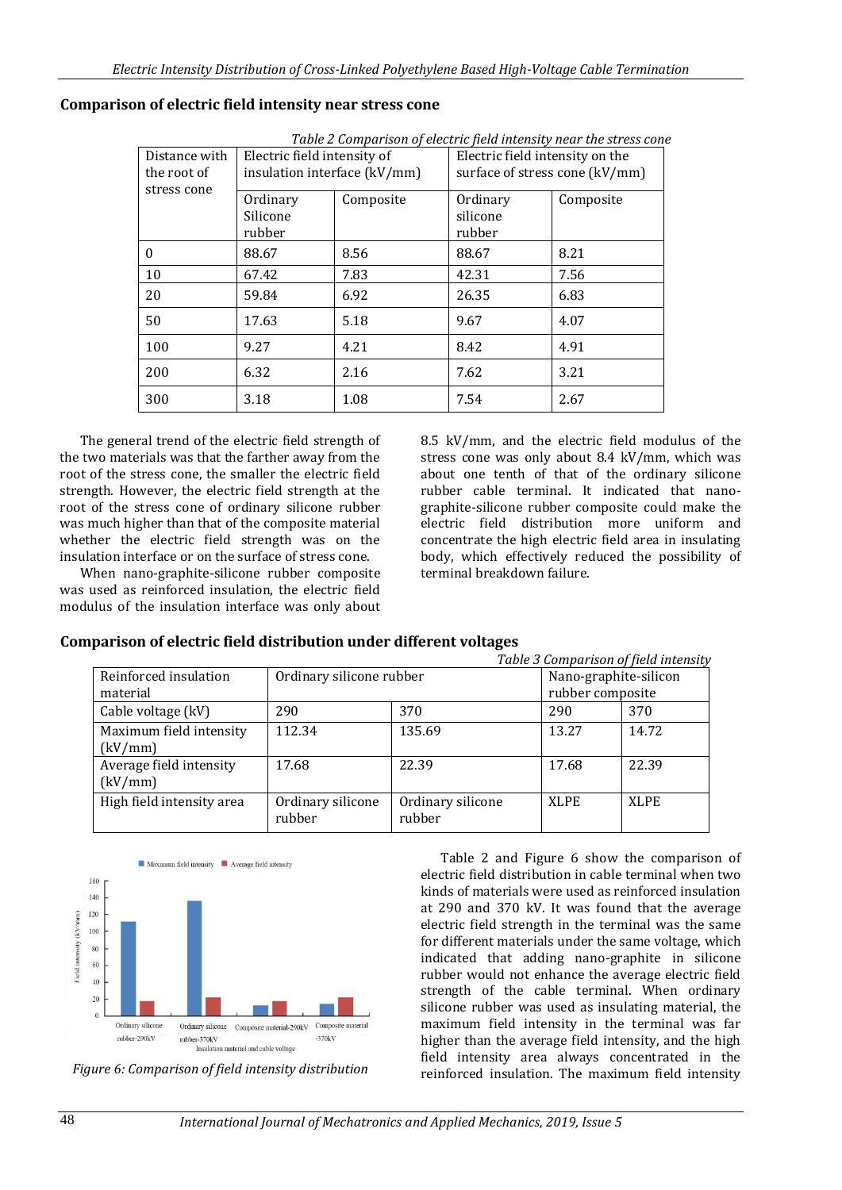### Comparison of electric field intensity near stress cone

*Table 2 Comparison of electric field intensity near the stress cone*

| Distance with the root of stress cone | Electric field intensity of insulation interface (kV/mm) | | Electric field intensity on the surface of stress cone (kV/mm) | |
|---|---|---|---|---|
| | Ordinary Silicone rubber | Composite | Ordinary silicone rubber | Composite |
| 0 | 88.67 | 8.56 | 88.67 | 8.21 |
| 10 | 67.42 | 7.83 | 42.31 | 7.56 |
| 20 | 59.84 | 6.92 | 26.35 | 6.83 |
| 50 | 17.63 | 5.18 | 9.67 | 4.07 |
| 100 | 9.27 | 4.21 | 8.42 | 4.91 |
| 200 | 6.32 | 2.16 | 7.62 | 3.21 |
| 300 | 3.18 | 1.08 | 7.54 | 2.67 |

The general trend of the electric field strength of the two materials was that the farther away from the root of the stress cone, the smaller the electric field strength. However, the electric field strength at the root of the stress cone of ordinary silicone rubber was much higher than that of the composite material whether the electric field strength was on the insulation interface or on the surface of stress cone.

When nano-graphite-silicone rubber composite was used as reinforced insulation, the electric field modulus of the insulation interface was only about 8.5 kV/mm, and the electric field modulus of the stress cone was only about 8.4 kV/mm, which was about one tenth of that of the ordinary silicone rubber cable terminal. It indicated that nano-graphite-silicone rubber composite could make the electric field distribution more uniform and concentrate the high electric field area in insulating body, which effectively reduced the possibility of terminal breakdown failure.

### Comparison of electric field distribution under different voltages

*Table 3 Comparison of field intensity*

| Reinforced insulation material | Ordinary silicone rubber | | Nano-graphite-silicon rubber composite | |
|---|---|---|---|---|
| Cable voltage (kV) | 290 | 370 | 290 | 370 |
| Maximum field intensity (kV/mm) | 112.34 | 135.69 | 13.27 | 14.72 |
| Average field intensity (kV/mm) | 17.68 | 22.39 | 17.68 | 22.39 |
| High field intensity area | Ordinary silicone rubber | Ordinary silicone rubber | XLPE | XLPE |

*Figure 6: Comparison of field intensity distribution*

Table 2 and Figure 6 show the comparison of electric field distribution in cable terminal when two kinds of materials were used as reinforced insulation at 290 and 370 kV. It was found that the average electric field strength in the terminal was the same for different materials under the same voltage, which indicated that adding nano-graphite in silicone rubber would not enhance the average electric field strength of the cable terminal. When ordinary silicone rubber was used as insulating material, the maximum field intensity in the terminal was far higher than the average field intensity, and the high field intensity area always concentrated in the reinforced insulation. The maximum field intensity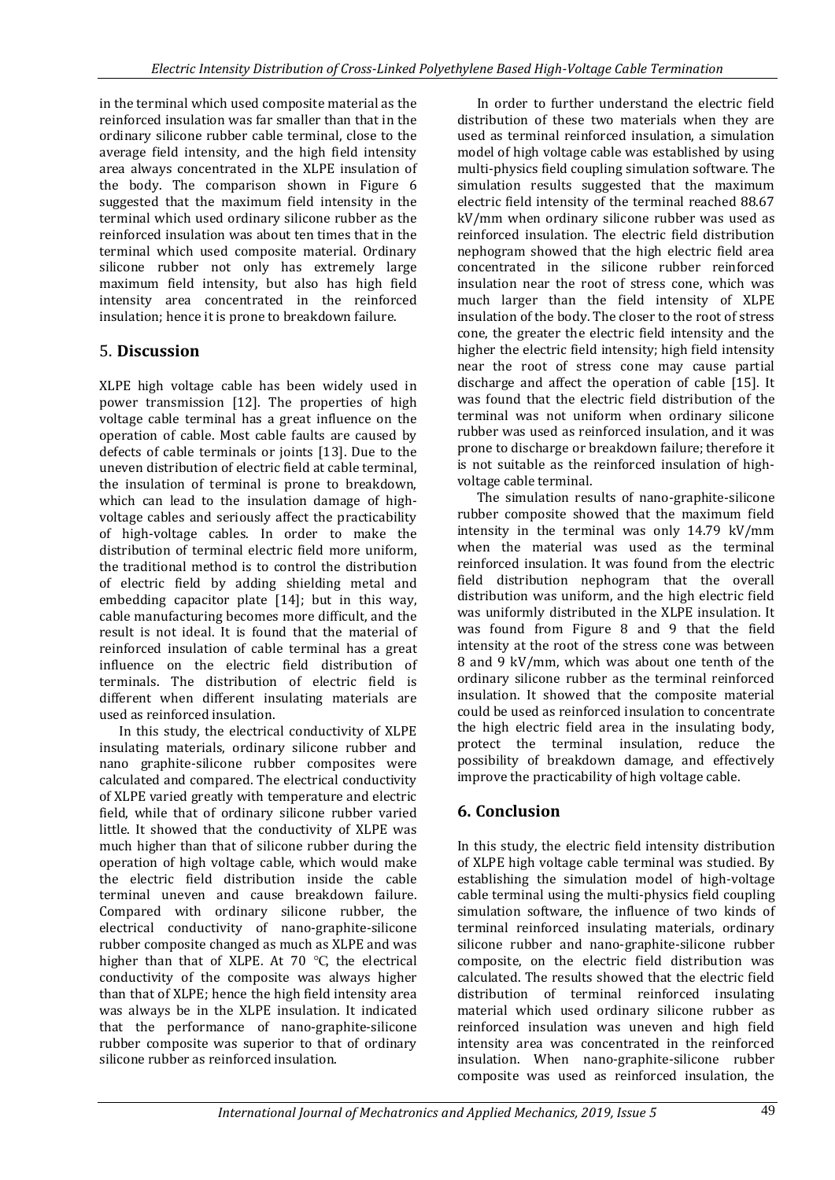in the terminal which used composite material as the reinforced insulation was far smaller than that in the ordinary silicone rubber cable terminal, close to the average field intensity, and the high field intensity area always concentrated in the XLPE insulation of the body. The comparison shown in Figure 6 suggested that the maximum field intensity in the terminal which used ordinary silicone rubber as the reinforced insulation was about ten times that in the terminal which used composite material. Ordinary silicone rubber not only has extremely large maximum field intensity, but also has high field intensity area concentrated in the reinforced insulation; hence it is prone to breakdown failure.

## 5. **Discussion**

XLPE high voltage cable has been widely used in power transmission [12]. The properties of high voltage cable terminal has a great influence on the operation of cable. Most cable faults are caused by defects of cable terminals or joints [13]. Due to the uneven distribution of electric field at cable terminal, the insulation of terminal is prone to breakdown, which can lead to the insulation damage of high-voltage cables and seriously affect the practicability of high-voltage cables. In order to make the distribution of terminal electric field more uniform, the traditional method is to control the distribution of electric field by adding shielding metal and embedding capacitor plate [14]; but in this way, cable manufacturing becomes more difficult, and the result is not ideal. It is found that the material of reinforced insulation of cable terminal has a great influence on the electric field distribution of terminals. The distribution of electric field is different when different insulating materials are used as reinforced insulation.

In this study, the electrical conductivity of XLPE insulating materials, ordinary silicone rubber and nano graphite-silicone rubber composites were calculated and compared. The electrical conductivity of XLPE varied greatly with temperature and electric field, while that of ordinary silicone rubber varied little. It showed that the conductivity of XLPE was much higher than that of silicone rubber during the operation of high voltage cable, which would make the electric field distribution inside the cable terminal uneven and cause breakdown failure. Compared with ordinary silicone rubber, the electrical conductivity of nano-graphite-silicone rubber composite changed as much as XLPE and was higher than that of XLPE. At 70 ℃, the electrical conductivity of the composite was always higher than that of XLPE; hence the high field intensity area was always be in the XLPE insulation. It indicated that the performance of nano-graphite-silicone rubber composite was superior to that of ordinary silicone rubber as reinforced insulation.

In order to further understand the electric field distribution of these two materials when they are used as terminal reinforced insulation, a simulation model of high voltage cable was established by using multi-physics field coupling simulation software. The simulation results suggested that the maximum electric field intensity of the terminal reached 88.67 kV/mm when ordinary silicone rubber was used as reinforced insulation. The electric field distribution nephogram showed that the high electric field area concentrated in the silicone rubber reinforced insulation near the root of stress cone, which was much larger than the field intensity of XLPE insulation of the body. The closer to the root of stress cone, the greater the electric field intensity and the higher the electric field intensity; high field intensity near the root of stress cone may cause partial discharge and affect the operation of cable [15]. It was found that the electric field distribution of the terminal was not uniform when ordinary silicone rubber was used as reinforced insulation, and it was prone to discharge or breakdown failure; therefore it is not suitable as the reinforced insulation of high-voltage cable terminal.

The simulation results of nano-graphite-silicone rubber composite showed that the maximum field intensity in the terminal was only 14.79 kV/mm when the material was used as the terminal reinforced insulation. It was found from the electric field distribution nephogram that the overall distribution was uniform, and the high electric field was uniformly distributed in the XLPE insulation. It was found from Figure 8 and 9 that the field intensity at the root of the stress cone was between 8 and 9 kV/mm, which was about one tenth of the ordinary silicone rubber as the terminal reinforced insulation. It showed that the composite material could be used as reinforced insulation to concentrate the high electric field area in the insulating body, protect the terminal insulation, reduce the possibility of breakdown damage, and effectively improve the practicability of high voltage cable.

## **6. Conclusion**

In this study, the electric field intensity distribution of XLPE high voltage cable terminal was studied. By establishing the simulation model of high-voltage cable terminal using the multi-physics field coupling simulation software, the influence of two kinds of terminal reinforced insulating materials, ordinary silicone rubber and nano-graphite-silicone rubber composite, on the electric field distribution was calculated. The results showed that the electric field distribution of terminal reinforced insulating material which used ordinary silicone rubber as reinforced insulation was uneven and high field intensity area was concentrated in the reinforced insulation. When nano-graphite-silicone rubber composite was used as reinforced insulation, the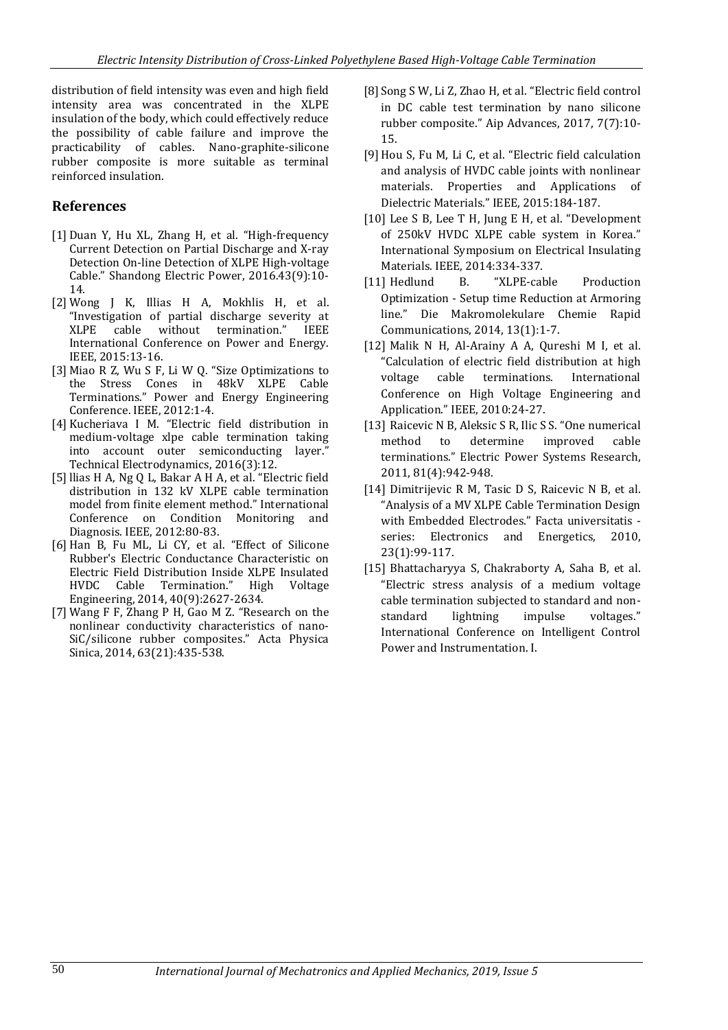distribution of field intensity was even and high field intensity area was concentrated in the XLPE insulation of the body, which could effectively reduce the possibility of cable failure and improve the practicability of cables. Nano-graphite-silicone rubber composite is more suitable as terminal reinforced insulation.

## References

[1] Duan Y, Hu XL, Zhang H, et al. "High-frequency Current Detection on Partial Discharge and X-ray Detection On-line Detection of XLPE High-voltage Cable." Shandong Electric Power, 2016.43(9):10-14.

[2] Wong J K, Illias H A, Mokhlis H, et al. "Investigation of partial discharge severity at XLPE cable without termination." IEEE International Conference on Power and Energy. IEEE, 2015:13-16.

[3] Miao R Z, Wu S F, Li W Q. "Size Optimizations to the Stress Cones in 48kV XLPE Cable Terminations." Power and Energy Engineering Conference. IEEE, 2012:1-4.

[4] Kucheriava I M. "Electric field distribution in medium-voltage xlpe cable termination taking into account outer semiconducting layer." Technical Electrodynamics, 2016(3):12.

[5] llias H A, Ng Q L, Bakar A H A, et al. "Electric field distribution in 132 kV XLPE cable termination model from finite element method." International Conference on Condition Monitoring and Diagnosis. IEEE, 2012:80-83.

[6] Han B, Fu ML, Li CY, et al. "Effect of Silicone Rubber's Electric Conductance Characteristic on Electric Field Distribution Inside XLPE Insulated HVDC Cable Termination." High Voltage Engineering, 2014, 40(9):2627-2634.

[7] Wang F F, Zhang P H, Gao M Z. "Research on the nonlinear conductivity characteristics of nano-SiC/silicone rubber composites." Acta Physica Sinica, 2014, 63(21):435-538.

[8] Song S W, Li Z, Zhao H, et al. "Electric field control in DC cable test termination by nano silicone rubber composite." Aip Advances, 2017, 7(7):10-15.

[9] Hou S, Fu M, Li C, et al. "Electric field calculation and analysis of HVDC cable joints with nonlinear materials. Properties and Applications of Dielectric Materials." IEEE, 2015:184-187.

[10] Lee S B, Lee T H, Jung E H, et al. "Development of 250kV HVDC XLPE cable system in Korea." International Symposium on Electrical Insulating Materials. IEEE, 2014:334-337.

[11] Hedlund B. "XLPE-cable Production Optimization - Setup time Reduction at Armoring line." Die Makromolekulare Chemie Rapid Communications, 2014, 13(1):1-7.

[12] Malik N H, Al-Arainy A A, Qureshi M I, et al. "Calculation of electric field distribution at high voltage cable terminations. International Conference on High Voltage Engineering and Application." IEEE, 2010:24-27.

[13] Raicevic N B, Aleksic S R, Ilic S S. "One numerical method to determine improved cable terminations." Electric Power Systems Research, 2011, 81(4):942-948.

[14] Dimitrijevic R M, Tasic D S, Raicevic N B, et al. "Analysis of a MV XLPE Cable Termination Design with Embedded Electrodes." Facta universitatis - series: Electronics and Energetics, 2010, 23(1):99-117.

[15] Bhattacharyya S, Chakraborty A, Saha B, et al. "Electric stress analysis of a medium voltage cable termination subjected to standard and non-standard lightning impulse voltages." International Conference on Intelligent Control Power and Instrumentation. I.